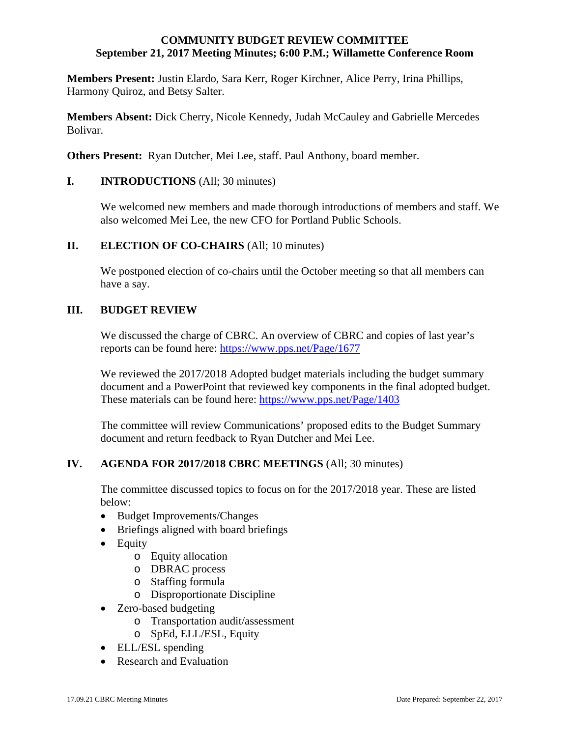# COMMUNITY BUDGET REVIEW COMMITTEE
## September 21, 2017 Meeting Minutes; 6:00 P.M.; Willamette Conference Room

**Members Present:** Justin Elardo, Sara Kerr, Roger Kirchner, Alice Perry, Irina Phillips, Harmony Quiroz, and Betsy Salter.

**Members Absent:** Dick Cherry, Nicole Kennedy, Judah McCauley and Gabrielle Mercedes Bolivar.

**Others Present:** Ryan Dutcher, Mei Lee, staff. Paul Anthony, board member.

## I. INTRODUCTIONS (All; 30 minutes)

We welcomed new members and made thorough introductions of members and staff. We also welcomed Mei Lee, the new CFO for Portland Public Schools.

## II. ELECTION OF CO-CHAIRS (All; 10 minutes)

We postponed election of co-chairs until the October meeting so that all members can have a say.

## III. BUDGET REVIEW

We discussed the charge of CBRC. An overview of CBRC and copies of last year's reports can be found here: https://www.pps.net/Page/1677

We reviewed the 2017/2018 Adopted budget materials including the budget summary document and a PowerPoint that reviewed key components in the final adopted budget. These materials can be found here: https://www.pps.net/Page/1403

The committee will review Communications' proposed edits to the Budget Summary document and return feedback to Ryan Dutcher and Mei Lee.

## IV. AGENDA FOR 2017/2018 CBRC MEETINGS (All; 30 minutes)

The committee discussed topics to focus on for the 2017/2018 year. These are listed below:

- Budget Improvements/Changes
- Briefings aligned with board briefings
- Equity
  - Equity allocation
  - DBRAC process
  - Staffing formula
  - Disproportionate Discipline
- Zero-based budgeting
  - Transportation audit/assessment
  - SpEd, ELL/ESL, Equity
- ELL/ESL spending
- Research and Evaluation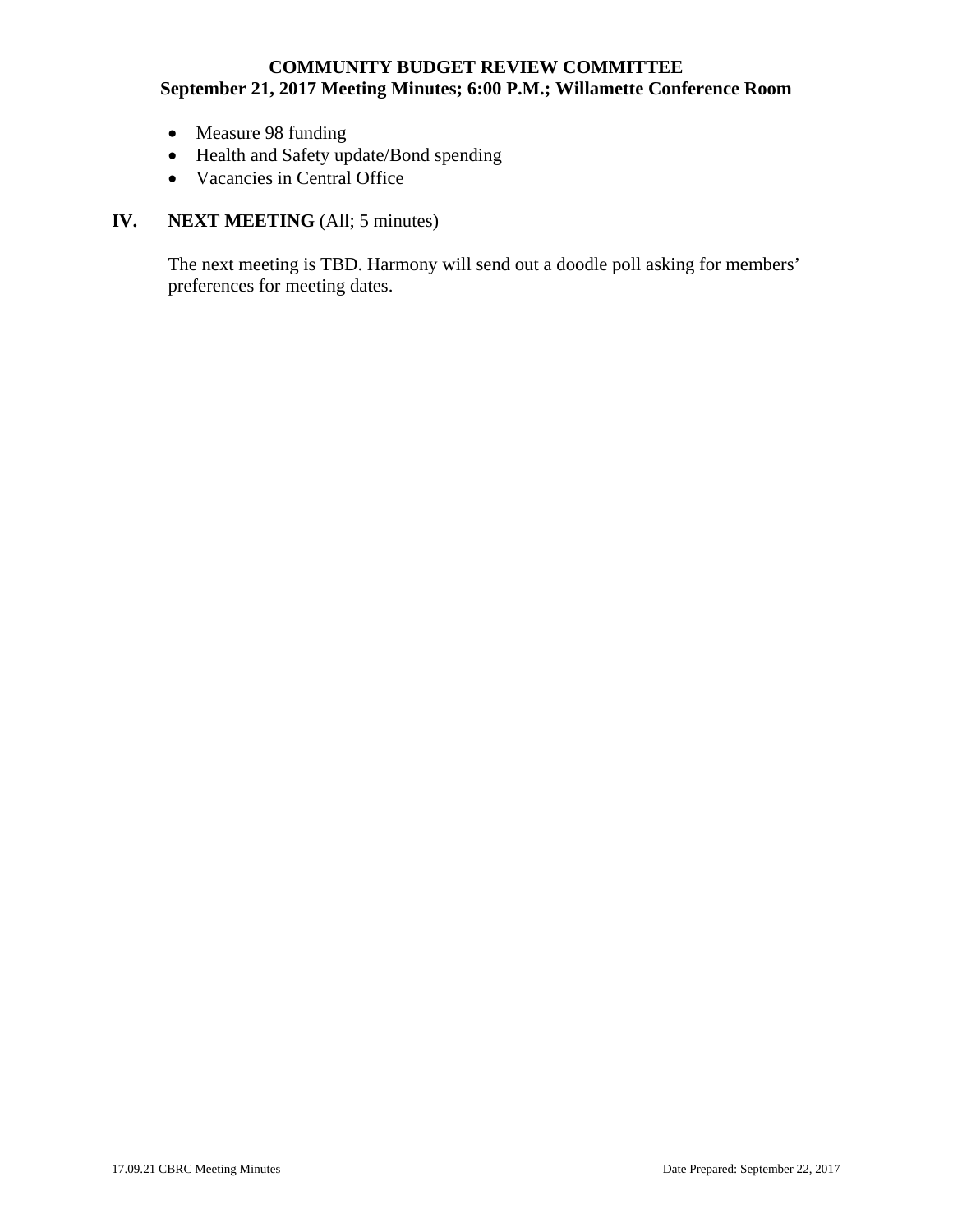- Measure 98 funding
- Health and Safety update/Bond spending
- Vacancies in Central Office

## IV. NEXT MEETING (All; 5 minutes)

The next meeting is TBD. Harmony will send out a doodle poll asking for members' preferences for meeting dates.